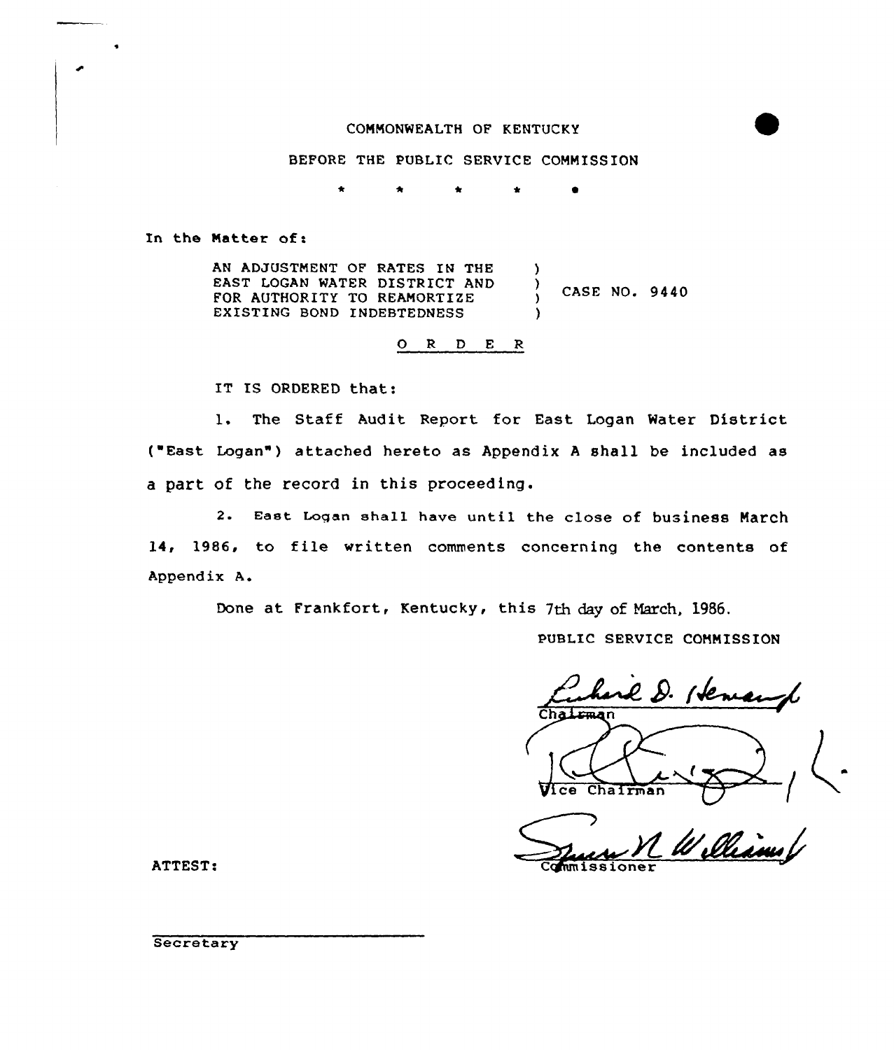COMMONWEALTH OF KENTUCKY

BEFORE THE PUBLIC SERVICE COMMISSION

\* \* \* \* \*

In the Matter of:

| | | |
|---|---|---|
| AN ADJUSTMENT OF RATES IN THE EAST LOGAN WATER DISTRICT AND FOR AUTHORITY TO REAMORTIZE EXISTING BOND INDEBTEDNESS | ) ) ) ) | CASE NO. 9440 |

O R D E R

IT IS ORDERED that:

1. The Staff Audit Report for East Logan Water District ("East Logan") attached hereto as Appendix A shall be included as a part of the record in this proceeding.

2. East Logan shall have until the close of business March 14, 1986, to file written comments concerning the contents of Appendix A.

Done at Frankfort, Kentucky, this 7th day of March, 1986.

PUBLIC SERVICE COMMISSION

Richard D. Heman
Chairman

Vice Chairman

Commissioner

ATTEST:

Secretary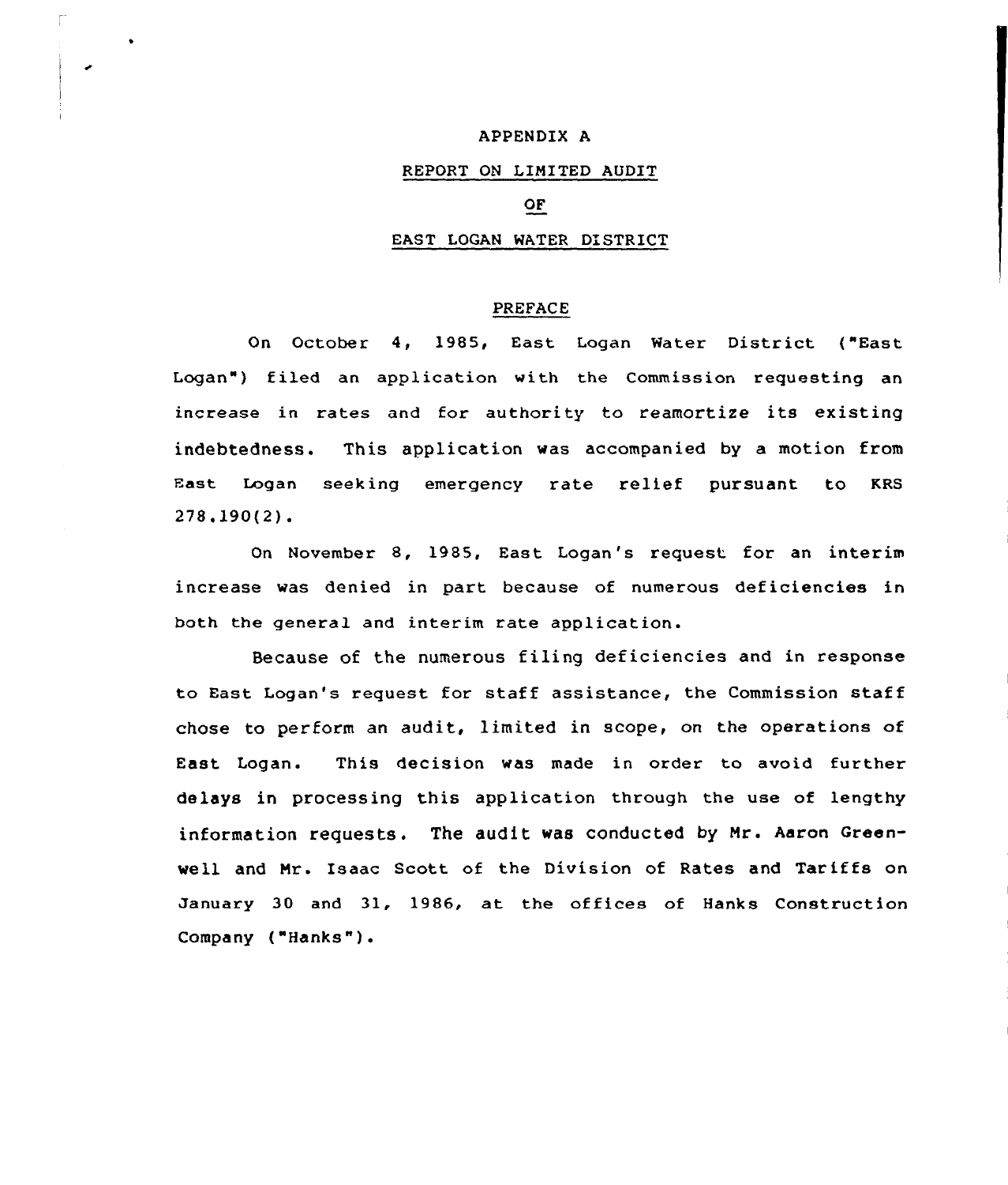# APPENDIX A

## REPORT ON LIMITED AUDIT

## OF

## EAST LOGAN WATER DISTRICT

### PREFACE

On October 4, 1985, East Logan Water District ("East Logan") filed an application with the Commission requesting an increase in rates and for authority to reamortize its existing indebtedness. This application was accompanied by a motion from East Logan seeking emergency rate relief pursuant to KRS 278.190(2).

On November 8, 1985, East Logan's request for an interim increase was denied in part because of numerous deficiencies in both the general and interim rate application.

Because of the numerous filing deficiencies and in response to East Logan's request for staff assistance, the Commission staff chose to perform an audit, limited in scope, on the operations of East Logan. This decision was made in order to avoid further delays in processing this application through the use of lengthy information requests. The audit was conducted by Mr. Aaron Greenwell and Mr. Isaac Scott of the Division of Rates and Tariffs on January 30 and 31, 1986, at the offices of Hanks Construction Company ("Hanks").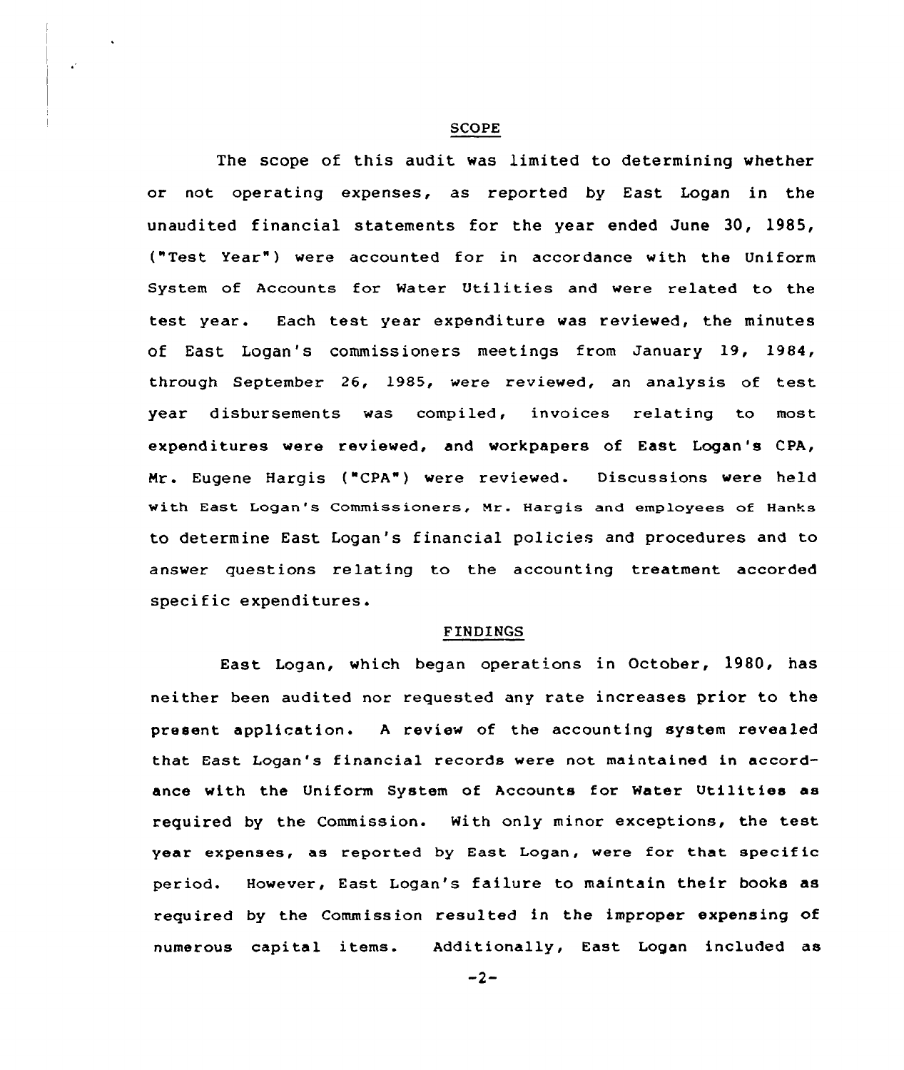## SCOPE

The scope of this audit was limited to determining whether or not operating expenses, as reported by East Logan in the unaudited financial statements for the year ended June 30, 1985, ("Test Year") were accounted for in accordance with the Uniform System of Accounts for Water Utilities and were related to the test year. Each test year expenditure was reviewed, the minutes of East Logan's commissioners meetings from January 19, 1984, through September 26, 1985, were reviewed, an analysis of test year disbursements was compiled, invoices relating to most expenditures were reviewed, and workpapers of East Logan's CPA, Mr. Eugene Hargis ("CPA") were reviewed. Discussions were held with East Logan's Commissioners, Mr. Hargis and employees of Hanks to determine East Logan's financial policies and procedures and to answer questions relating to the accounting treatment accorded specific expenditures.

## FINDINGS

East Logan, which began operations in October, 1980, has neither been audited nor requested any rate increases prior to the present application. A review of the accounting system revealed that East Logan's financial records were not maintained in accordance with the Uniform System of Accounts for Water Utilities as required by the Commission. With only minor exceptions, the test year expenses, as reported by East Logan, were for that specific period. However, East Logan's failure to maintain their books as required by the Commission resulted in the improper expensing of numerous capital items. Additionally, East Logan included as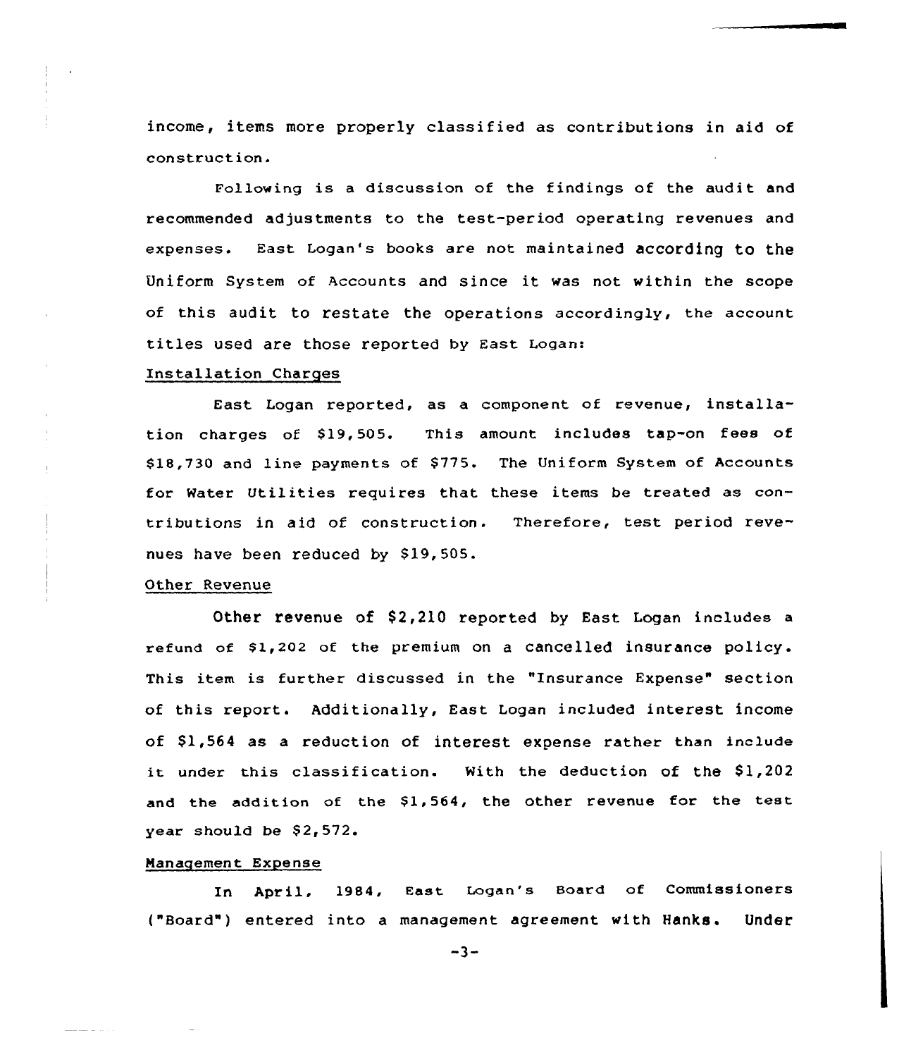income, items more properly classified as contributions in aid of construction.

Following is a discussion of the findings of the audit and recommended adjustments to the test-period operating revenues and expenses. East Logan's books are not maintained according to the Uniform System of Accounts and since it was not within the scope of this audit to restate the operations accordingly, the account titles used are those reported by East Logan:

Installation Charges

East Logan reported, as a component of revenue, installation charges of $19,505. This amount includes tap-on fees of $18,730 and line payments of $775. The Uniform System of Accounts for Water Utilities requires that these items be treated as contributions in aid of construction. Therefore, test period revenues have been reduced by $19,505.

Other Revenue

Other revenue of $2,210 reported by East Logan includes a refund of $1,202 of the premium on a cancelled insurance policy. This item is further discussed in the "Insurance Expense" section of this report. Additionally, East Logan included interest income of $1,564 as a reduction of interest expense rather than include it under this classification. With the deduction of the $1,202 and the addition of the $1,564, the other revenue for the test year should be $2,572.

Management Expense

In April, 1984, East Logan's Board of Commissioners ("Board") entered into a management agreement with Hanks. Under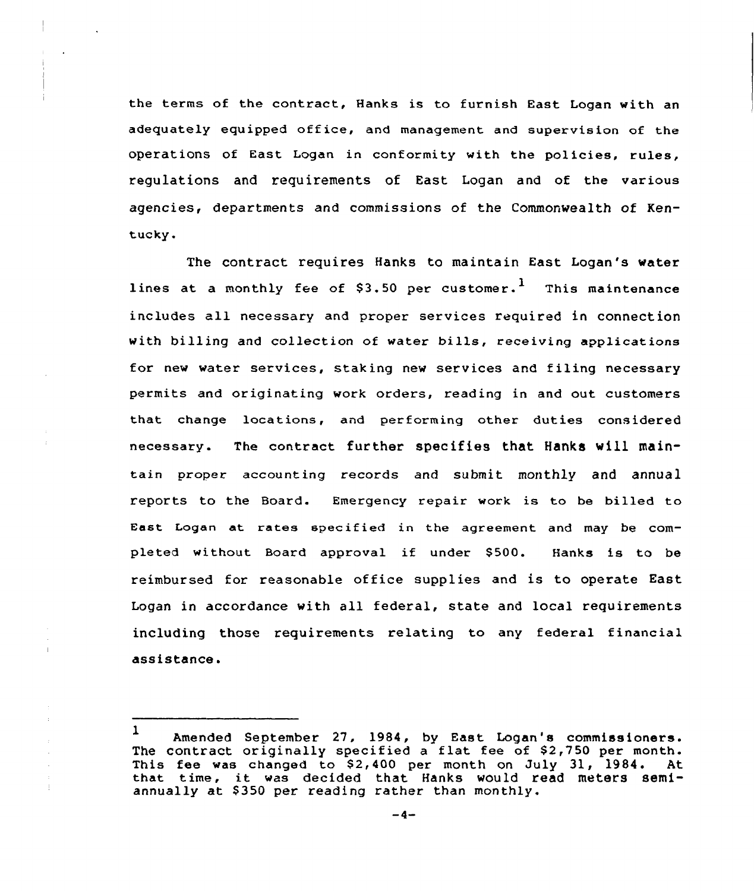the terms of the contract, Hanks is to furnish East Logan with an adequately equipped office, and management and supervision of the operations of East Logan in conformity with the policies, rules, regulations and requirements of East Logan and of the various agencies, departments and commissions of the Commonwealth of Kentucky.

The contract requires Hanks to maintain East Logan's water lines at a monthly fee of $3.50 per customer.[1] This maintenance includes all necessary and proper services required in connection with billing and collection of water bills, receiving applications for new water services, staking new services and filing necessary permits and originating work orders, reading in and out customers that change locations, and performing other duties considered necessary. The contract further specifies that Hanks will maintain proper accounting records and submit monthly and annual reports to the Board. Emergency repair work is to be billed to East Logan at rates specified in the agreement and may be completed without Board approval if under $500. Hanks is to be reimbursed for reasonable office supplies and is to operate East Logan in accordance with all federal, state and local requirements including those requirements relating to any federal financial assistance.

---

[1] Amended September 27, 1984, by East Logan's commissioners. The contract originally specified a flat fee of $2,750 per month. This fee was changed to $2,400 per month on July 31, 1984. At that time, it was decided that Hanks would read meters semiannually at $350 per reading rather than monthly.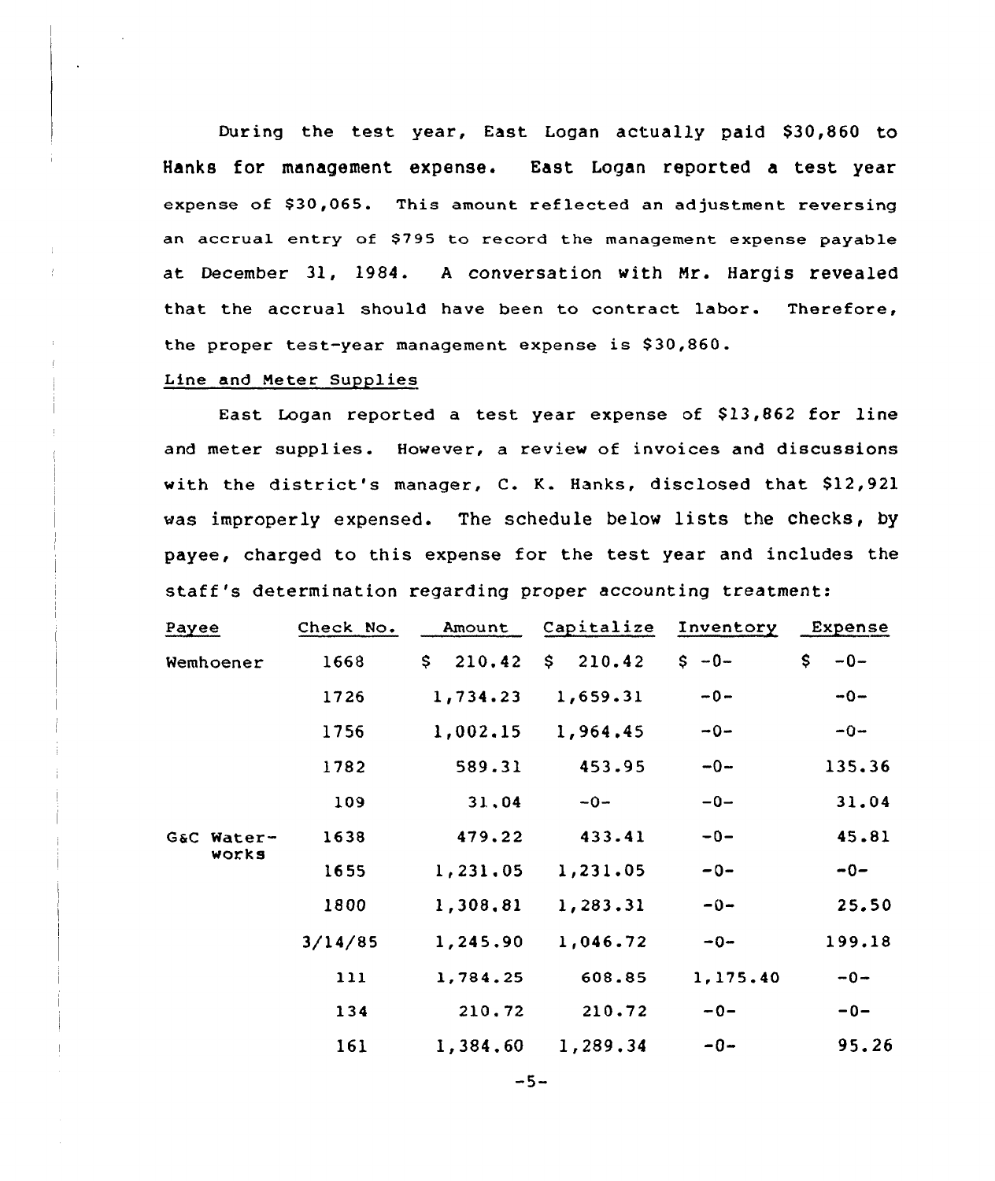During the test year, East Logan actually paid $30,860 to Hanks for management expense. East Logan reported a test year expense of $30,065. This amount reflected an adjustment reversing an accrual entry of $795 to record the management expense payable at December 31, 1984. A conversation with Mr. Hargis revealed that the accrual should have been to contract labor. Therefore, the proper test-year management expense is $30,860.

Line and Meter Supplies

East Logan reported a test year expense of $13,862 for line and meter supplies. However, a review of invoices and discussions with the district's manager, C. K. Hanks, disclosed that $12,921 was improperly expensed. The schedule below lists the checks, by payee, charged to this expense for the test year and includes the staff's determination regarding proper accounting treatment:

| Payee | Check No. | Amount | Capitalize | Inventory | Expense |
|---|---|---|---|---|---|
| Wemhoener | 1668 | $ 210.42 | $ 210.42 | $ -0- | $ -0- |
| | 1726 | 1,734.23 | 1,659.31 | -0- | -0- |
| | 1756 | 1,002.15 | 1,964.45 | -0- | -0- |
| | 1782 | 589.31 | 453.95 | -0- | 135.36 |
| | 109 | 31.04 | -0- | -0- | 31.04 |
| G&C Waterworks | 1638 | 479.22 | 433.41 | -0- | 45.81 |
| | 1655 | 1,231.05 | 1,231.05 | -0- | -0- |
| | 1800 | 1,308.81 | 1,283.31 | -0- | 25.50 |
| | 3/14/85 | 1,245.90 | 1,046.72 | -0- | 199.18 |
| | 111 | 1,784.25 | 608.85 | 1,175.40 | -0- |
| | 134 | 210.72 | 210.72 | -0- | -0- |
| | 161 | 1,384.60 | 1,289.34 | -0- | 95.26 |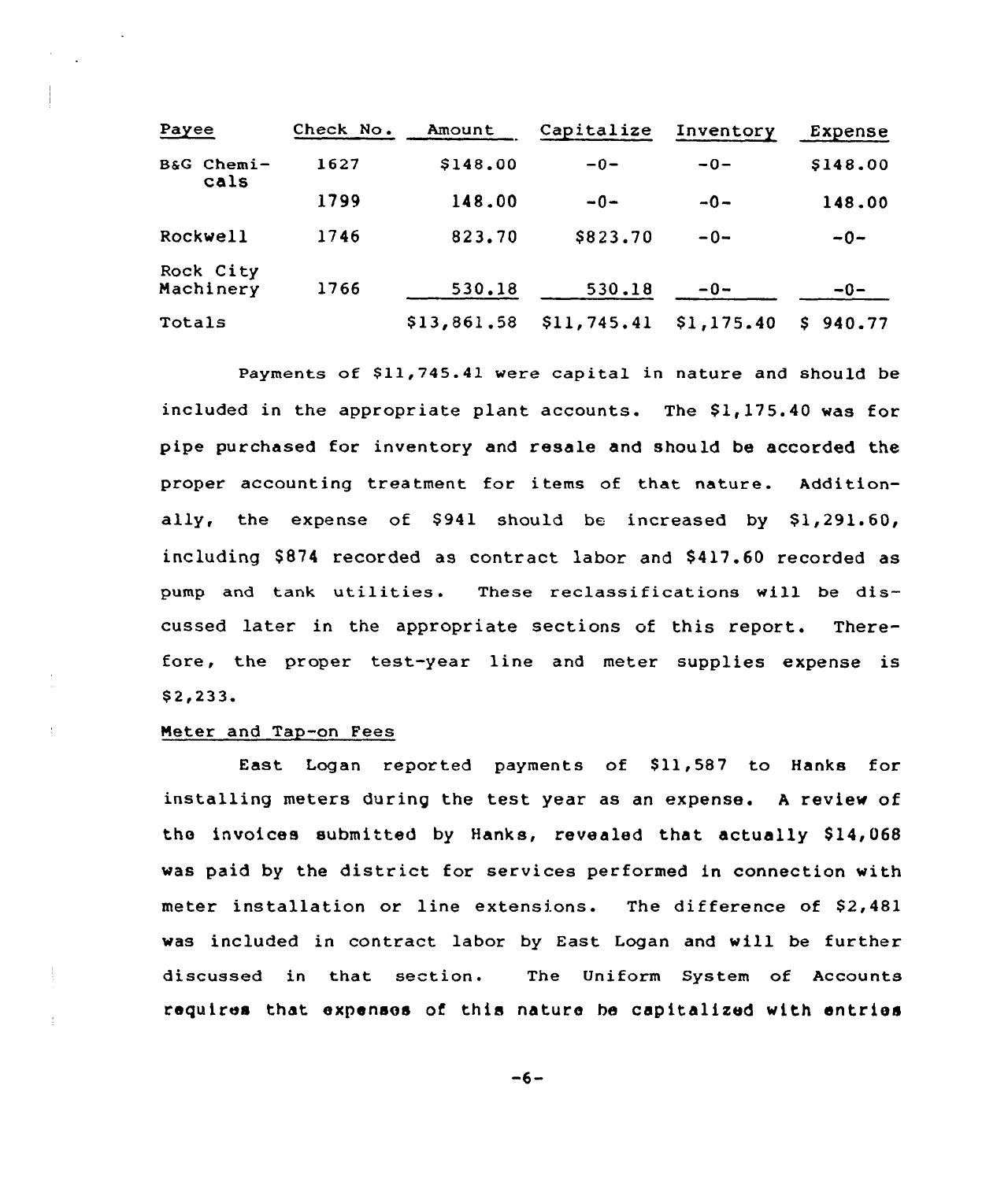| Payee | Check No. | Amount | Capitalize | Inventory | Expense |
|---|---|---|---|---|---|
| B&G Chemi-cals | 1627 | $148.00 | -0- | -0- | $148.00 |
| | 1799 | 148.00 | -0- | -0- | 148.00 |
| Rockwell | 1746 | 823.70 | $823.70 | -0- | -0- |
| Rock City Machinery | 1766 | 530.18 | 530.18 | -0- | -0- |
| Totals | | $13,861.58 | $11,745.41 | $1,175.40 | $ 940.77 |

Payments of $11,745.41 were capital in nature and should be included in the appropriate plant accounts. The $1,175.40 was for pipe purchased for inventory and resale and should be accorded the proper accounting treatment for items of that nature. Additionally, the expense of $941 should be increased by $1,291.60, including $874 recorded as contract labor and $417.60 recorded as pump and tank utilities. These reclassifications will be discussed later in the appropriate sections of this report. Therefore, the proper test-year line and meter supplies expense is $2,233.

Meter and Tap-on Fees

East Logan reported payments of $11,587 to Hanks for installing meters during the test year as an expense. A review of the invoices submitted by Hanks, revealed that actually $14,068 was paid by the district for services performed in connection with meter installation or line extensions. The difference of $2,481 was included in contract labor by East Logan and will be further discussed in that section. The Uniform System of Accounts requires that expenses of this nature be capitalized with entries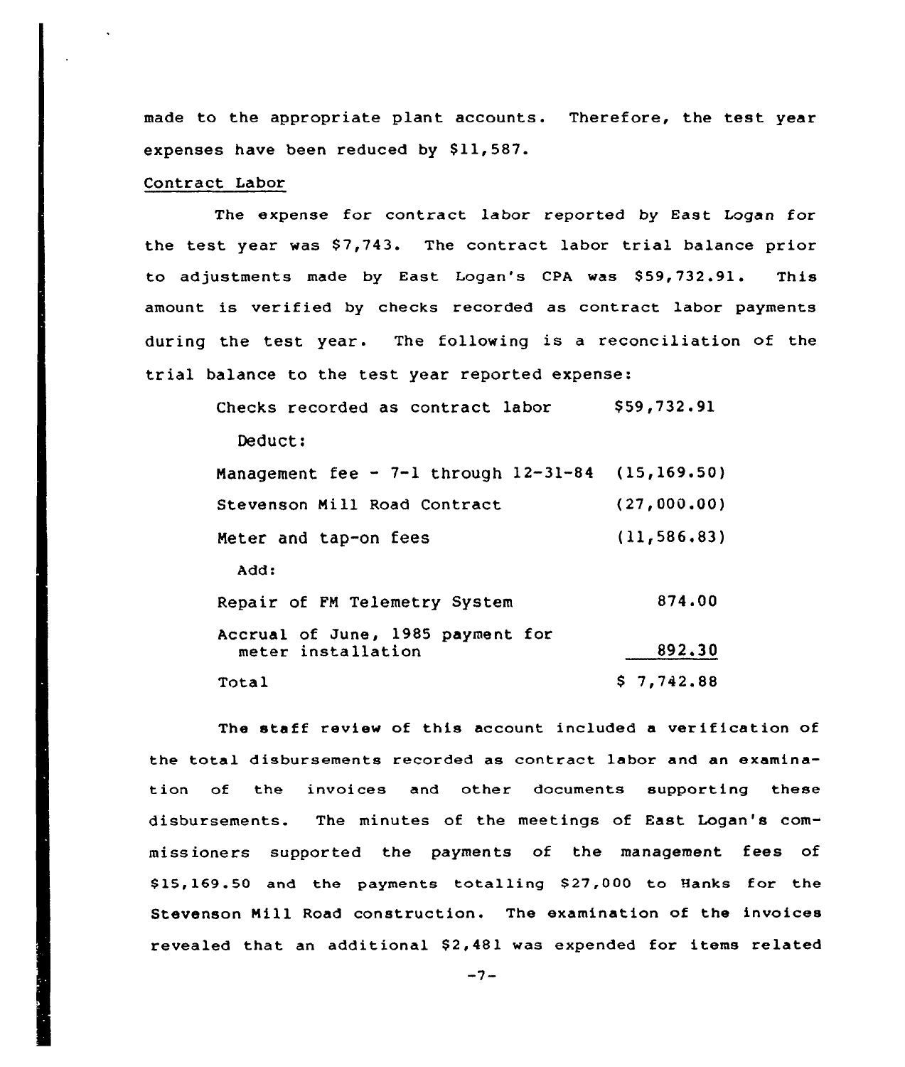made to the appropriate plant accounts. Therefore, the test year expenses have been reduced by $11,587.

Contract Labor

The expense for contract labor reported by East Logan for the test year was $7,743. The contract labor trial balance prior to adjustments made by East Logan's CPA was $59,732.91. This amount is verified by checks recorded as contract labor payments during the test year. The following is a reconciliation of the trial balance to the test year reported expense:

| | |
|---|---|
| Checks recorded as contract labor | $59,732.91 |
| Deduct: | |
| Management fee - 7-1 through 12-31-84 | (15,169.50) |
| Stevenson Mill Road Contract | (27,000.00) |
| Meter and tap-on fees | (11,586.83) |
| Add: | |
| Repair of FM Telemetry System | 874.00 |
| Accrual of June, 1985 payment for meter installation | 892.30 |
| Total | $ 7,742.88 |

The staff review of this account included a verification of the total disbursements recorded as contract labor and an examination of the invoices and other documents supporting these disbursements. The minutes of the meetings of East Logan's commissioners supported the payments of the management fees of $15,169.50 and the payments totalling $27,000 to Hanks for the Stevenson Mill Road construction. The examination of the invoices revealed that an additional $2,481 was expended for items related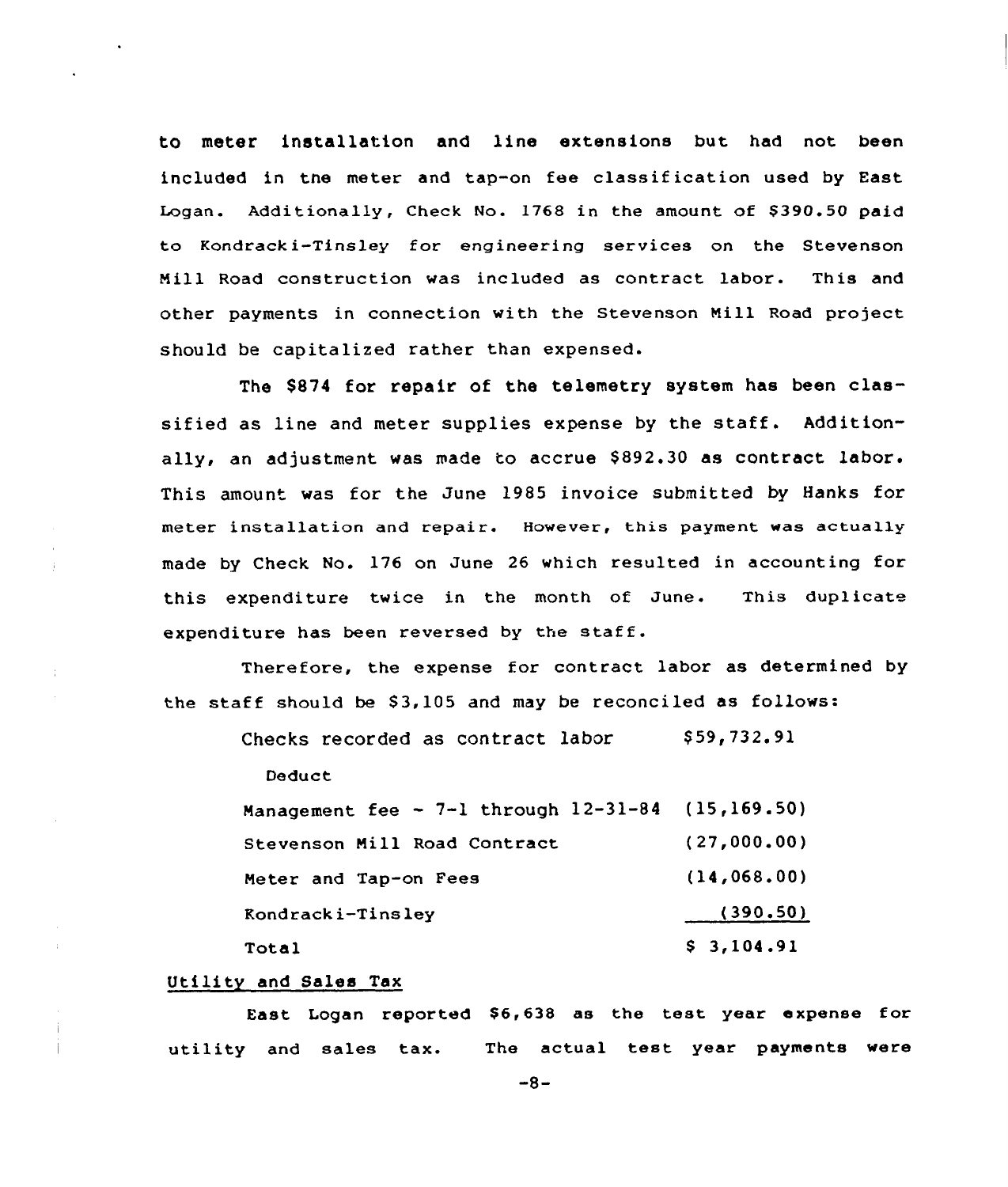to meter installation and line extensions but had not been included in the meter and tap-on fee classification used by East Logan. Additionally, Check No. 1768 in the amount of $390.50 paid to Kondracki-Tinsley for engineering services on the Stevenson Mill Road construction was included as contract labor. This and other payments in connection with the Stevenson Mill Road project should be capitalized rather than expensed.

The $874 for repair of the telemetry system has been classified as line and meter supplies expense by the staff. Additionally, an adjustment was made to accrue $892.30 as contract labor. This amount was for the June 1985 invoice submitted by Hanks for meter installation and repair. However, this payment was actually made by Check No. 176 on June 26 which resulted in accounting for this expenditure twice in the month of June. This duplicate expenditure has been reversed by the staff.

Therefore, the expense for contract labor as determined by the staff should be $3,105 and may be reconciled as follows:

| | |
|---|---|
| Checks recorded as contract labor | $59,732.91 |
| Deduct | |
| Management fee - 7-1 through 12-31-84 | (15,169.50) |
| Stevenson Mill Road Contract | (27,000.00) |
| Meter and Tap-on Fees | (14,068.00) |
| Kondracki-Tinsley | (390.50) |
| Total | $ 3,104.91 |

## Utility and Sales Tax

East Logan reported $6,638 as the test year expense for utility and sales tax. The actual test year payments were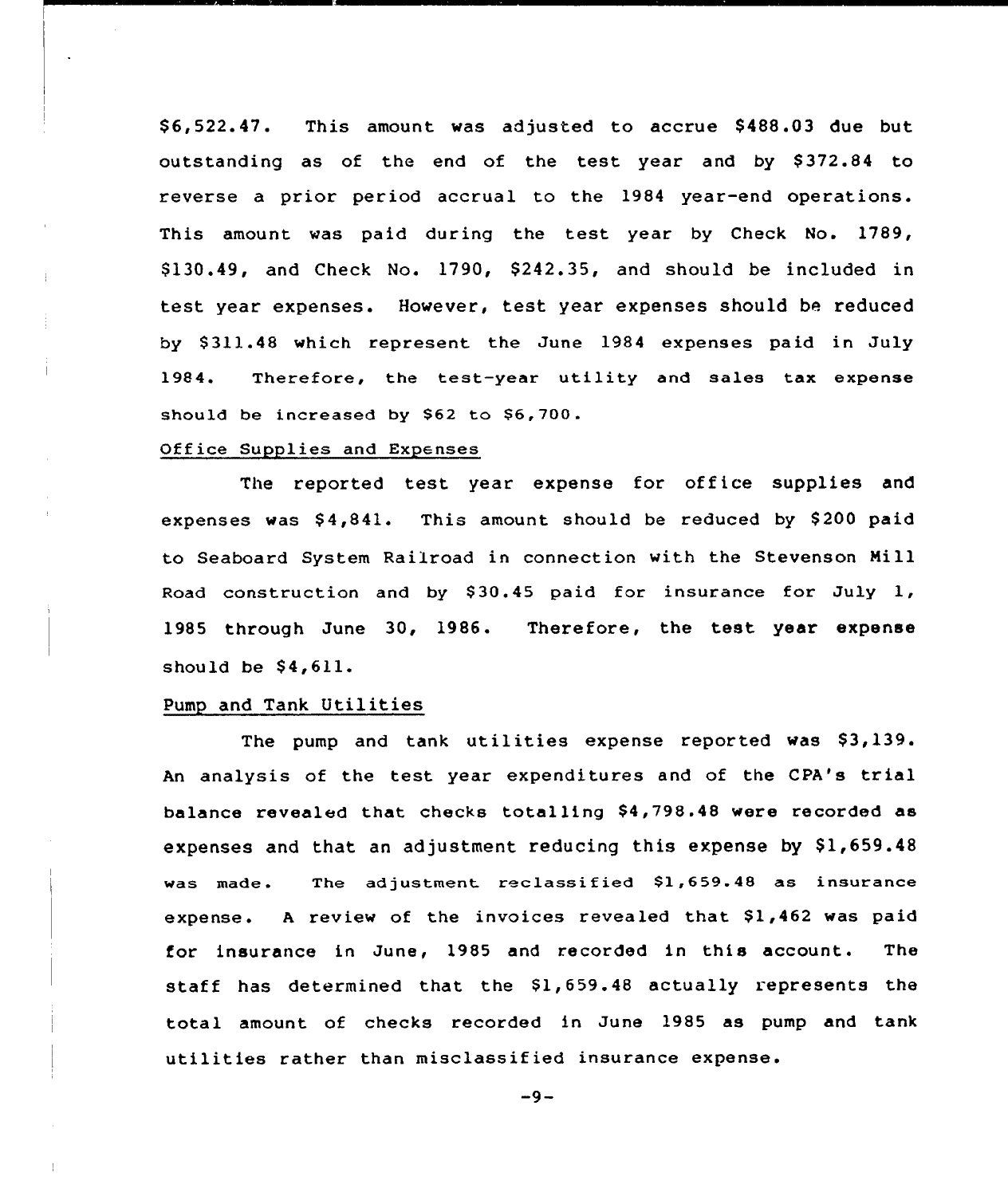$6,522.47. This amount was adjusted to accrue $488.03 due but outstanding as of the end of the test year and by $372.84 to reverse a prior period accrual to the 1984 year-end operations. This amount was paid during the test year by Check No. 1789, $130.49, and Check No. 1790, $242.35, and should be included in test year expenses. However, test year expenses should be reduced by $311.48 which represent the June 1984 expenses paid in July 1984. Therefore, the test-year utility and sales tax expense should be increased by $62 to $6,700.

Office Supplies and Expenses

The reported test year expense for office supplies and expenses was $4,841. This amount should be reduced by $200 paid to Seaboard System Railroad in connection with the Stevenson Mill Road construction and by $30.45 paid for insurance for July 1, 1985 through June 30, 1986. Therefore, the test year expense should be $4,611.

Pump and Tank Utilities

The pump and tank utilities expense reported was $3,139. An analysis of the test year expenditures and of the CPA's trial balance revealed that checks totalling $4,798.48 were recorded as expenses and that an adjustment reducing this expense by $1,659.48 was made. The adjustment reclassified $1,659.48 as insurance expense. A review of the invoices revealed that $1,462 was paid for insurance in June, 1985 and recorded in this account. The staff has determined that the $1,659.48 actually represents the total amount of checks recorded in June 1985 as pump and tank utilities rather than misclassified insurance expense.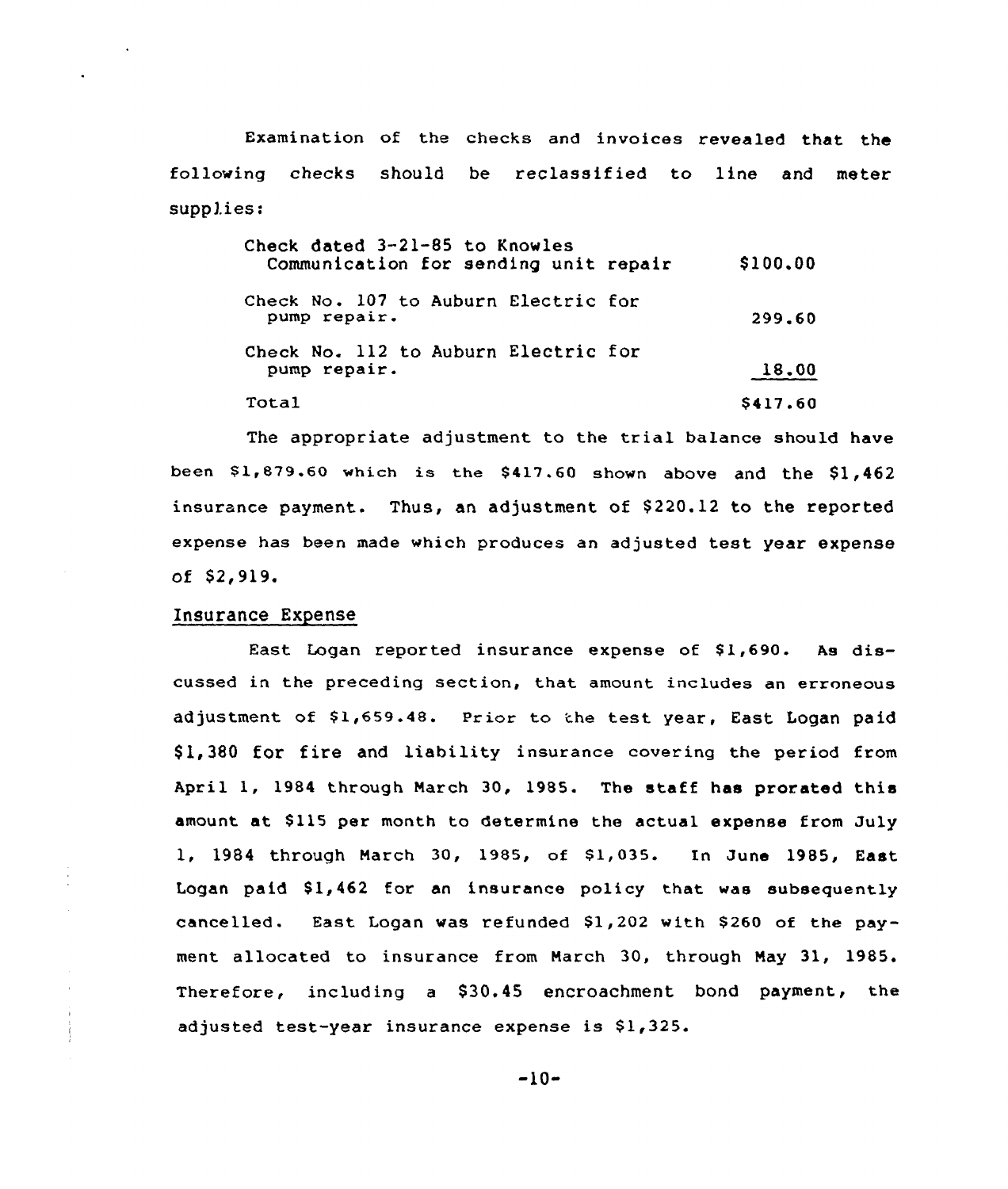Examination of the checks and invoices revealed that the following checks should be reclassified to line and meter supplies:

| | |
|---|---|
| Check dated 3-21-85 to Knowles Communication for sending unit repair | $100.00 |
| Check No. 107 to Auburn Electric for pump repair. | 299.60 |
| Check No. 112 to Auburn Electric for pump repair. | 18.00 |
| Total | $417.60 |

The appropriate adjustment to the trial balance should have been $1,879.60 which is the $417.60 shown above and the $1,462 insurance payment. Thus, an adjustment of $220.12 to the reported expense has been made which produces an adjusted test year expense of $2,919.

## Insurance Expense

East Logan reported insurance expense of $1,690. As discussed in the preceding section, that amount includes an erroneous adjustment of $1,659.48. Prior to the test year, East Logan paid $1,380 for fire and liability insurance covering the period from April 1, 1984 through March 30, 1985. The staff has prorated this amount at $115 per month to determine the actual expense from July 1, 1984 through March 30, 1985, of $1,035. In June 1985, East Logan paid $1,462 for an insurance policy that was subsequently cancelled. East Logan was refunded $1,202 with $260 of the payment allocated to insurance from March 30, through May 31, 1985. Therefore, including a $30.45 encroachment bond payment, the adjusted test-year insurance expense is $1,325.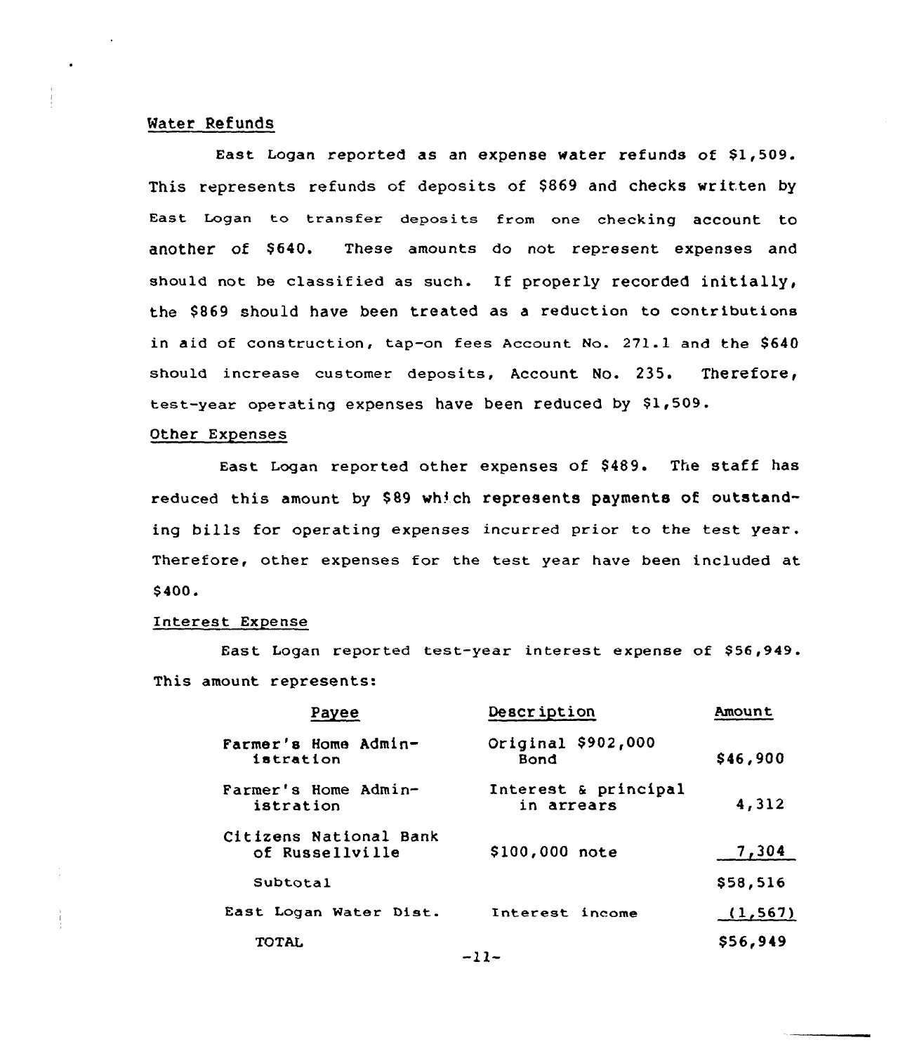Water Refunds

East Logan reported as an expense water refunds of $1,509. This represents refunds of deposits of $869 and checks written by East Logan to transfer deposits from one checking account to another of $640. These amounts do not represent expenses and should not be classified as such. If properly recorded initially, the $869 should have been treated as a reduction to contributions in aid of construction, tap-on fees Account No. 271.1 and the $640 should increase customer deposits, Account No. 235. Therefore, test-year operating expenses have been reduced by $1,509.

Other Expenses

East Logan reported other expenses of $489. The staff has reduced this amount by $89 which represents payments of outstanding bills for operating expenses incurred prior to the test year. Therefore, other expenses for the test year have been included at $400.

Interest Expense

East Logan reported test-year interest expense of $56,949. This amount represents:

| Payee | Description | Amount |
|---|---|---|
| Farmer's Home Administration | Original $902,000 Bond | $46,900 |
| Farmer's Home Administration | Interest & principal in arrears | 4,312 |
| Citizens National Bank of Russellville | $100,000 note | 7,304 |
| Subtotal | | $58,516 |
| East Logan Water Dist. | Interest income | (1,567) |
| TOTAL | | $56,949 |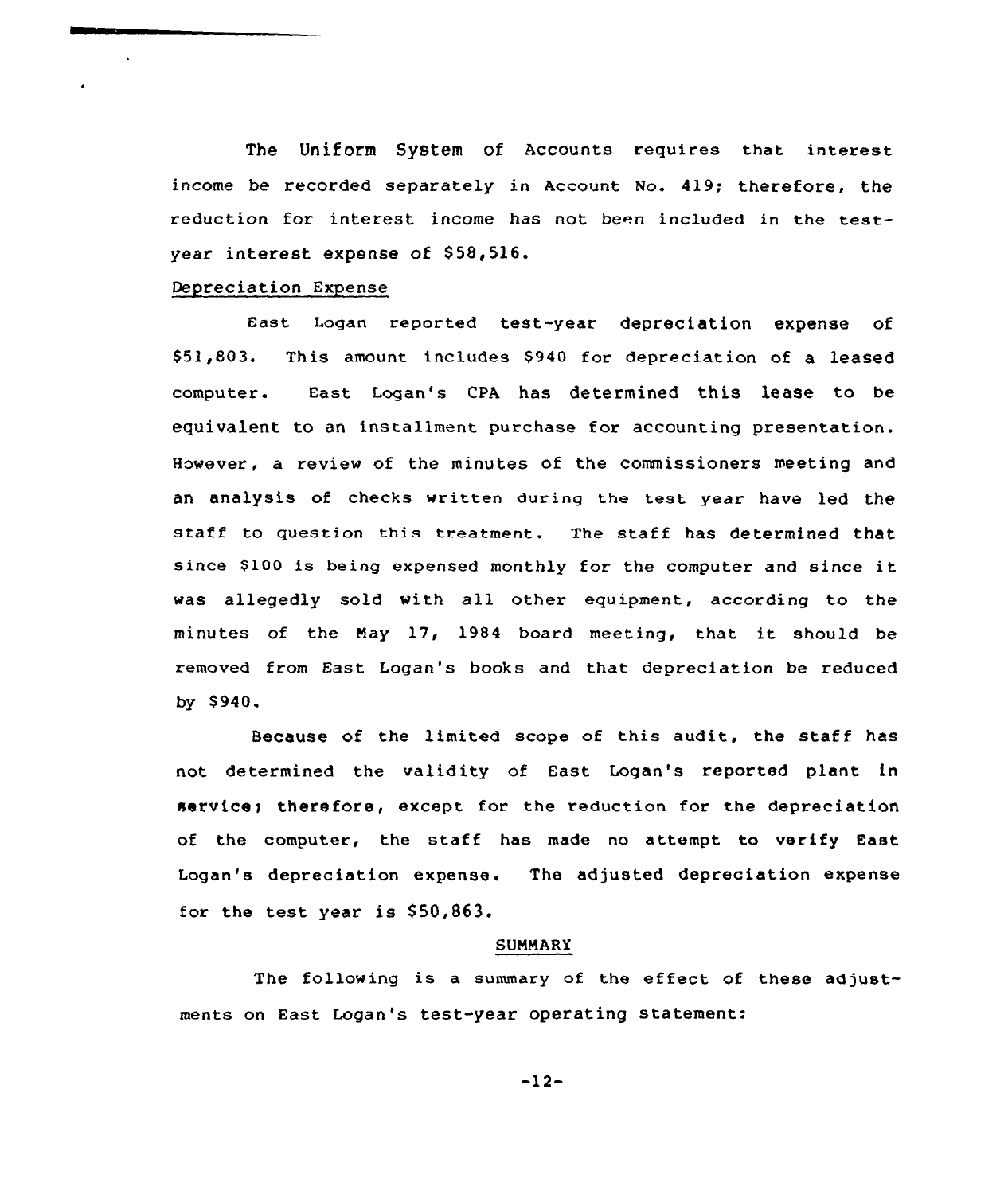The Uniform System of Accounts requires that interest income be recorded separately in Account No. 419; therefore, the reduction for interest income has not been included in the test-year interest expense of $58,516.

Depreciation Expense

East Logan reported test-year depreciation expense of $51,803. This amount includes $940 for depreciation of a leased computer. East Logan's CPA has determined this lease to be equivalent to an installment purchase for accounting presentation. However, a review of the minutes of the commissioners meeting and an analysis of checks written during the test year have led the staff to question this treatment. The staff has determined that since $100 is being expensed monthly for the computer and since it was allegedly sold with all other equipment, according to the minutes of the May 17, 1984 board meeting, that it should be removed from East Logan's books and that depreciation be reduced by $940.

Because of the limited scope of this audit, the staff has not determined the validity of East Logan's reported plant in service; therefore, except for the reduction for the depreciation of the computer, the staff has made no attempt to verify East Logan's depreciation expense. The adjusted depreciation expense for the test year is $50,863.

## SUMMARY

The following is a summary of the effect of these adjustments on East Logan's test-year operating statement: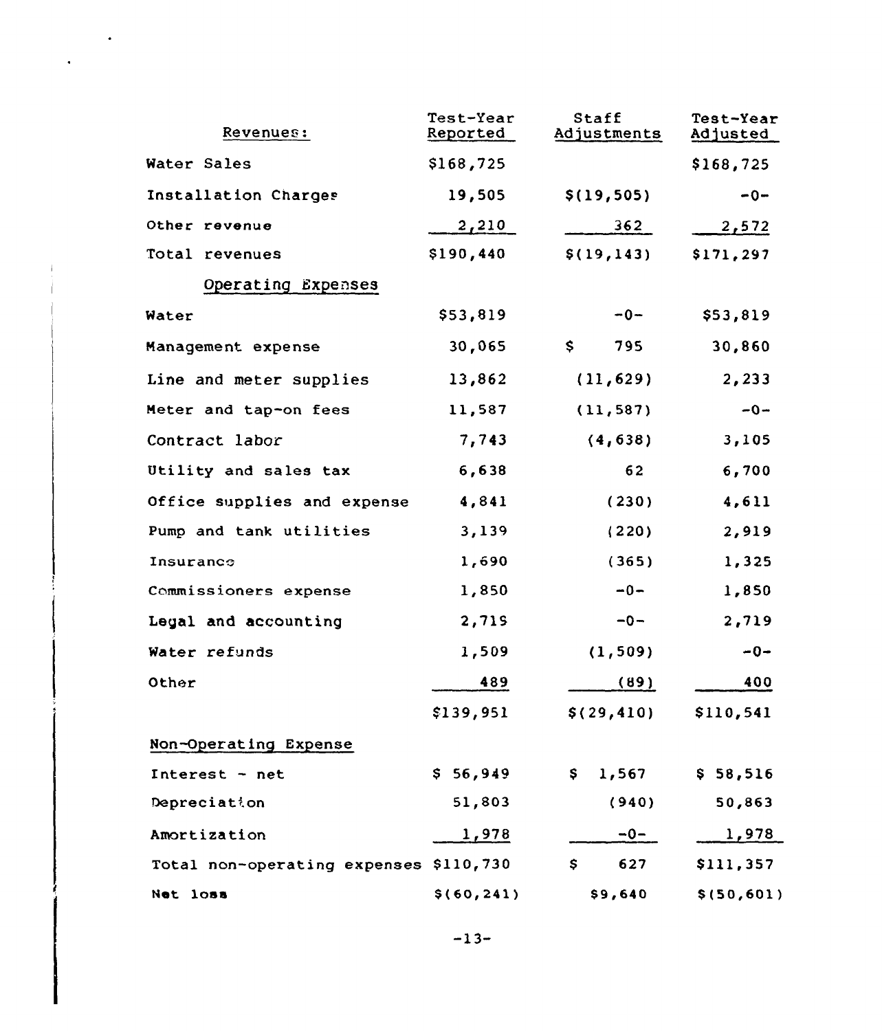| Revenues: | Test-Year Reported | Staff Adjustments | Test-Year Adjusted |
|---|---|---|---|
| Water Sales | $168,725 | | $168,725 |
| Installation Charges | 19,505 | $(19,505) | -0- |
| Other revenue | 2,210 | 362 | 2,572 |
| Total revenues | $190,440 | $(19,143) | $171,297 |
| Operating Expenses | | | |
| Water | $53,819 | -0- | $53,819 |
| Management expense | 30,065 | $ 795 | 30,860 |
| Line and meter supplies | 13,862 | (11,629) | 2,233 |
| Meter and tap-on fees | 11,587 | (11,587) | -0- |
| Contract labor | 7,743 | (4,638) | 3,105 |
| Utility and sales tax | 6,638 | 62 | 6,700 |
| Office supplies and expense | 4,841 | (230) | 4,611 |
| Pump and tank utilities | 3,139 | (220) | 2,919 |
| Insurance | 1,690 | (365) | 1,325 |
| Commissioners expense | 1,850 | -0- | 1,850 |
| Legal and accounting | 2,719 | -0- | 2,719 |
| Water refunds | 1,509 | (1,509) | -0- |
| Other | 489 | (89) | 400 |
| | $139,951 | $(29,410) | $110,541 |
| Non-Operating Expense | | | |
| Interest - net | $ 56,949 | $ 1,567 | $ 58,516 |
| Depreciation | 51,803 | (940) | 50,863 |
| Amortization | 1,978 | -0- | 1,978 |
| Total non-operating expenses | $110,730 | $ 627 | $111,357 |
| Net loss | $(60,241) | $9,640 | $(50,601) |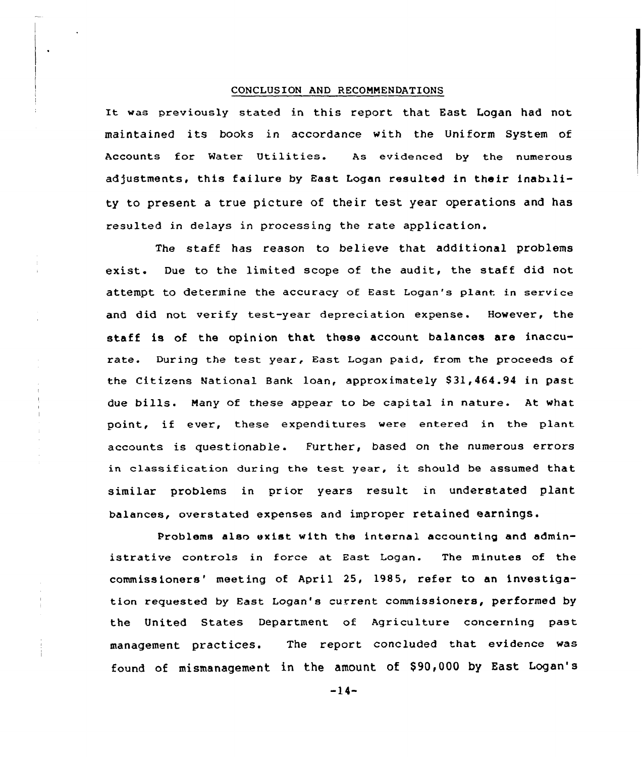## CONCLUSION AND RECOMMENDATIONS

It was previously stated in this report that East Logan had not maintained its books in accordance with the Uniform System of Accounts for Water Utilities. As evidenced by the numerous adjustments, this failure by East Logan resulted in their inability to present a true picture of their test year operations and has resulted in delays in processing the rate application.

The staff has reason to believe that additional problems exist. Due to the limited scope of the audit, the staff did not attempt to determine the accuracy of East Logan's plant in service and did not verify test-year depreciation expense. However, the staff is of the opinion that these account balances are inaccurate. During the test year, East Logan paid, from the proceeds of the Citizens National Bank loan, approximately $31,464.94 in past due bills. Many of these appear to be capital in nature. At what point, if ever, these expenditures were entered in the plant accounts is questionable. Further, based on the numerous errors in classification during the test year, it should be assumed that similar problems in prior years result in understated plant balances, overstated expenses and improper retained earnings.

Problems also exist with the internal accounting and administrative controls in force at East Logan. The minutes of the commissioners' meeting of April 25, 1985, refer to an investigation requested by East Logan's current commissioners, performed by the United States Department of Agriculture concerning past management practices. The report concluded that evidence was found of mismanagement in the amount of $90,000 by East Logan's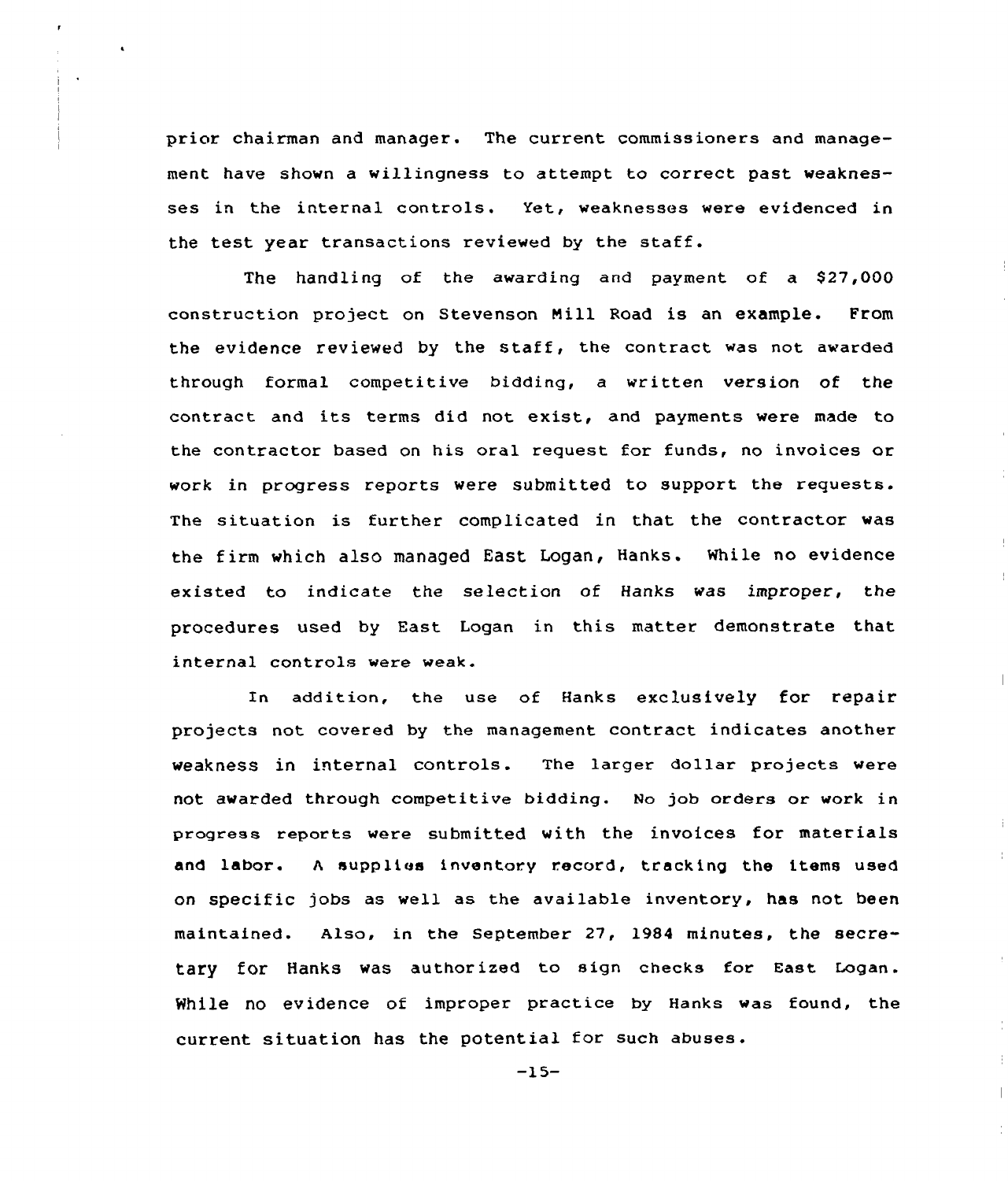prior chairman and manager. The current commissioners and management have shown a willingness to attempt to correct past weaknesses in the internal controls. Yet, weaknesses were evidenced in the test year transactions reviewed by the staff.

The handling of the awarding and payment of a $27,000 construction project on Stevenson Mill Road is an example. From the evidence reviewed by the staff, the contract was not awarded through formal competitive bidding, a written version of the contract and its terms did not exist, and payments were made to the contractor based on his oral request for funds, no invoices or work in progress reports were submitted to support the requests. The situation is further complicated in that the contractor was the firm which also managed East Logan, Hanks. While no evidence existed to indicate the selection of Hanks was improper, the procedures used by East Logan in this matter demonstrate that internal controls were weak.

In addition, the use of Hanks exclusively for repair projects not covered by the management contract indicates another weakness in internal controls. The larger dollar projects were not awarded through competitive bidding. No job orders or work in progress reports were submitted with the invoices for materials and labor. A supplies inventory record, tracking the items used on specific jobs as well as the available inventory, has not been maintained. Also, in the September 27, 1984 minutes, the secretary for Hanks was authorized to sign checks for East Logan. While no evidence of improper practice by Hanks was found, the current situation has the potential for such abuses.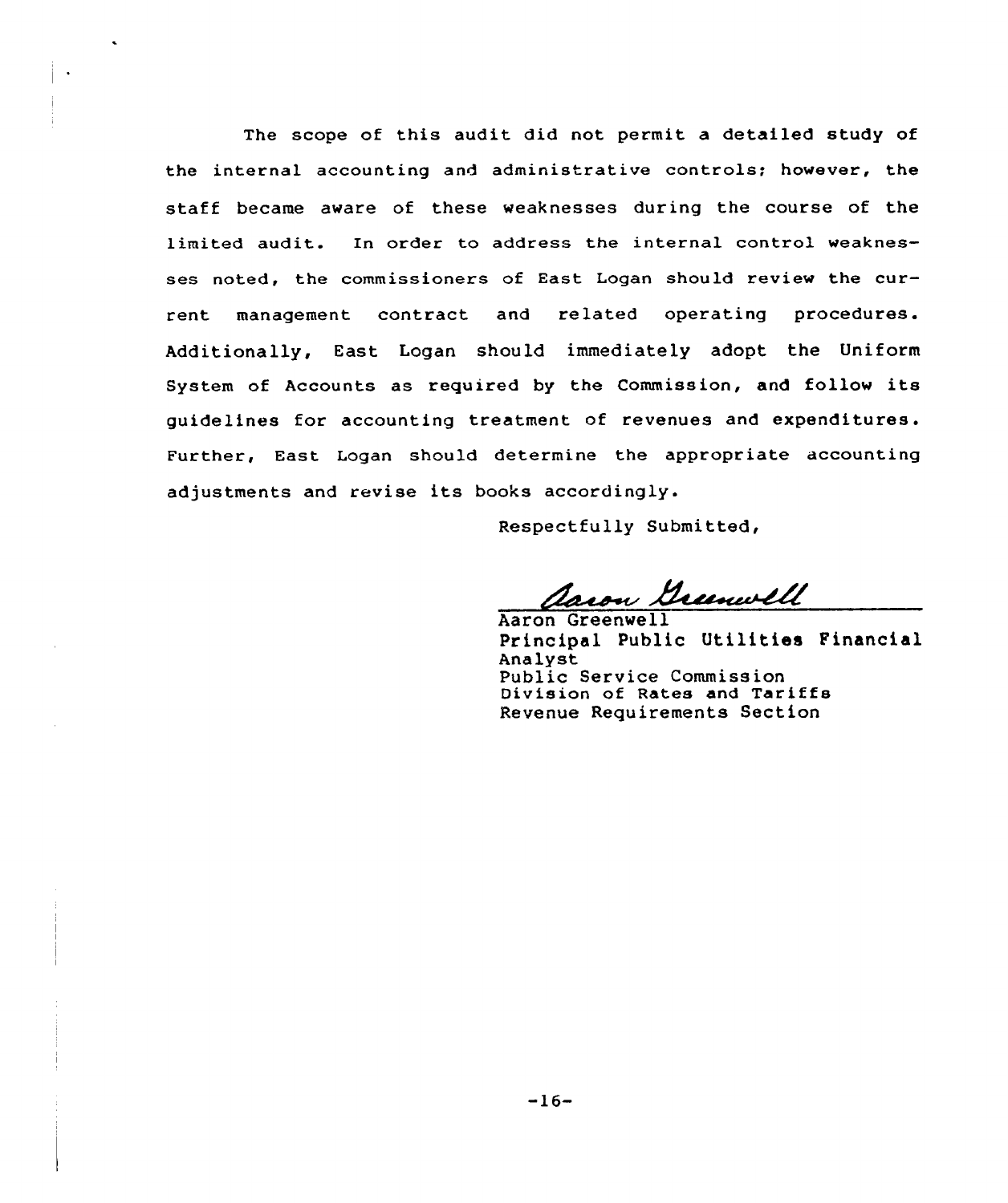The scope of this audit did not permit a detailed study of the internal accounting and administrative controls; however, the staff became aware of these weaknesses during the course of the limited audit. In order to address the internal control weaknesses noted, the commissioners of East Logan should review the current management contract and related operating procedures. Additionally, East Logan should immediately adopt the Uniform System of Accounts as required by the Commission, and follow its guidelines for accounting treatment of revenues and expenditures. Further, East Logan should determine the appropriate accounting adjustments and revise its books accordingly.

Respectfully Submitted,

Aaron Greenwell

Aaron Greenwell
Principal Public Utilities Financial Analyst
Public Service Commission
Division of Rates and Tariffs
Revenue Requirements Section